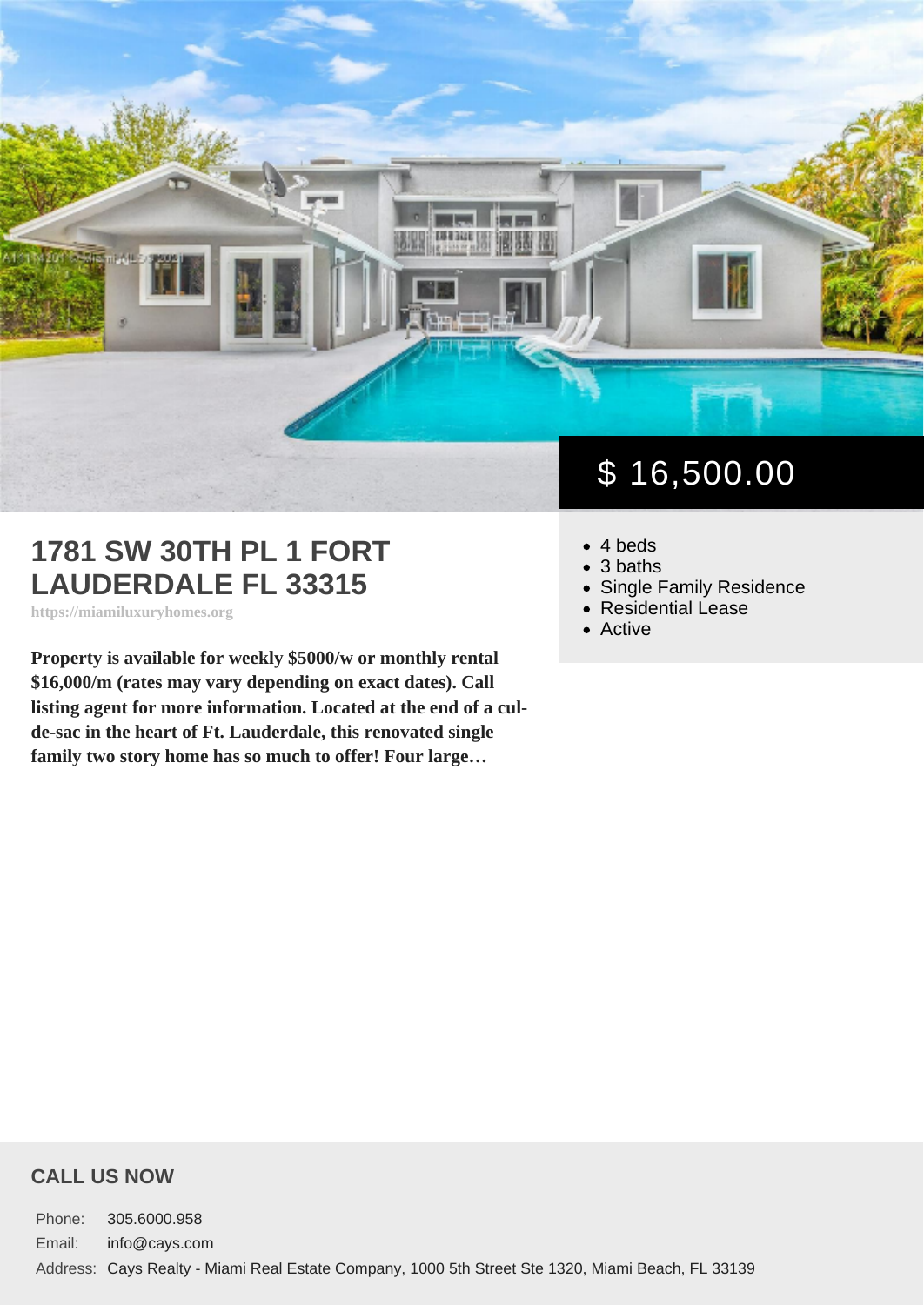$ 16,500.00

# 1781 SW 30TH PL 1 FORT LAUDERDALE FL 33315

https://miamiluxuryhomes.org

**Property is available for weekly $5000/w or monthly rental $16,000/m (rates may vary depending on exact dates). Call listing agent for more information. Located at the end of a cul-de-sac in the heart of Ft. Lauderdale, this renovated single family two story home has so much to offer! Four large…**

- 4 beds
- 3 baths
- Single Family Residence
- Residential Lease
- Active

## CALL US NOW

| | |
|---|---|
| Phone: | 305.6000.958 |
| Email: | info@cays.com |
| Address: | Cays Realty - Miami Real Estate Company, 1000 5th Street Ste 1320, Miami Beach, FL 33139 |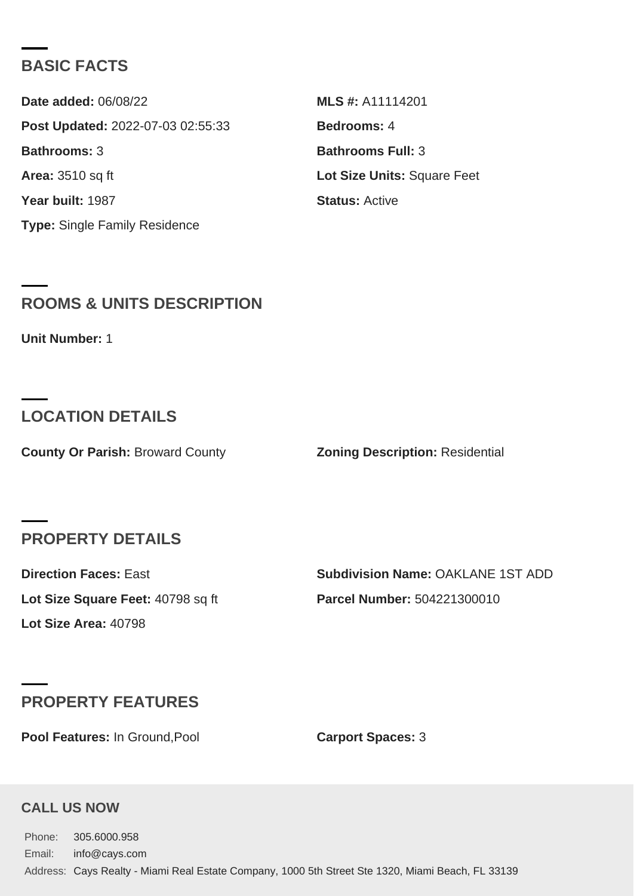## BASIC FACTS

**Date added:** 06/08/22

**MLS #:** A11114201

**Post Updated:** 2022-07-03 02:55:33

**Bedrooms:** 4

**Bathrooms:** 3

**Bathrooms Full:** 3

**Area:** 3510 sq ft

**Lot Size Units:** Square Feet

**Year built:** 1987

**Status:** Active

**Type:** Single Family Residence

## ROOMS & UNITS DESCRIPTION

**Unit Number:** 1

## LOCATION DETAILS

**County Or Parish:** Broward County

**Zoning Description:** Residential

## PROPERTY DETAILS

**Direction Faces:** East

**Subdivision Name:** OAKLANE 1ST ADD

**Lot Size Square Feet:** 40798 sq ft

**Parcel Number:** 504221300010

**Lot Size Area:** 40798

## PROPERTY FEATURES

**Pool Features:** In Ground,Pool

**Carport Spaces:** 3

### CALL US NOW

Phone: 305.6000.958

Email: info@cays.com

Address: Cays Realty - Miami Real Estate Company, 1000 5th Street Ste 1320, Miami Beach, FL 33139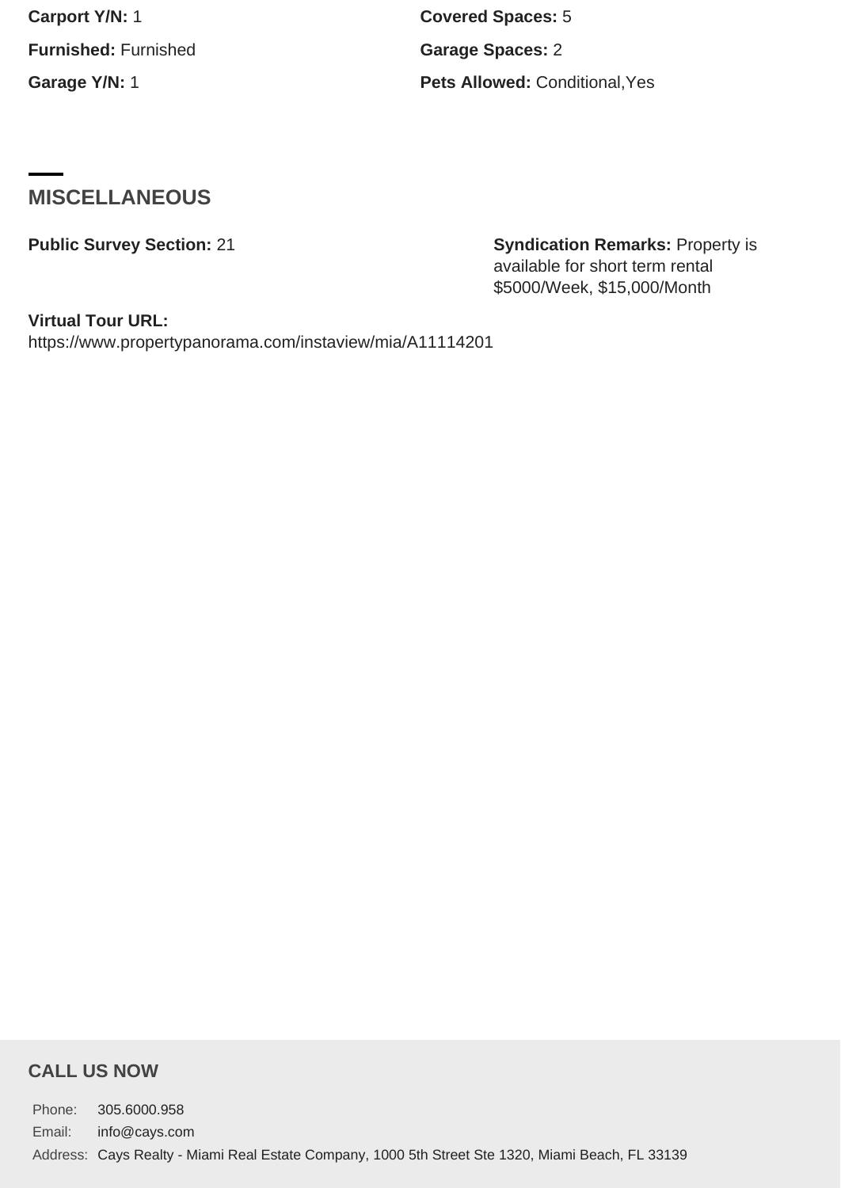**Carport Y/N:** 1

**Covered Spaces:** 5

**Furnished:** Furnished

**Garage Spaces:** 2

**Garage Y/N:** 1

**Pets Allowed:** Conditional,Yes

## MISCELLANEOUS

**Public Survey Section:** 21

**Syndication Remarks:** Property is available for short term rental $5000/Week, $15,000/Month

**Virtual Tour URL:**
https://www.propertypanorama.com/instaview/mia/A11114201

### CALL US NOW

Phone: 305.6000.958

Email: info@cays.com

Address: Cays Realty - Miami Real Estate Company, 1000 5th Street Ste 1320, Miami Beach, FL 33139